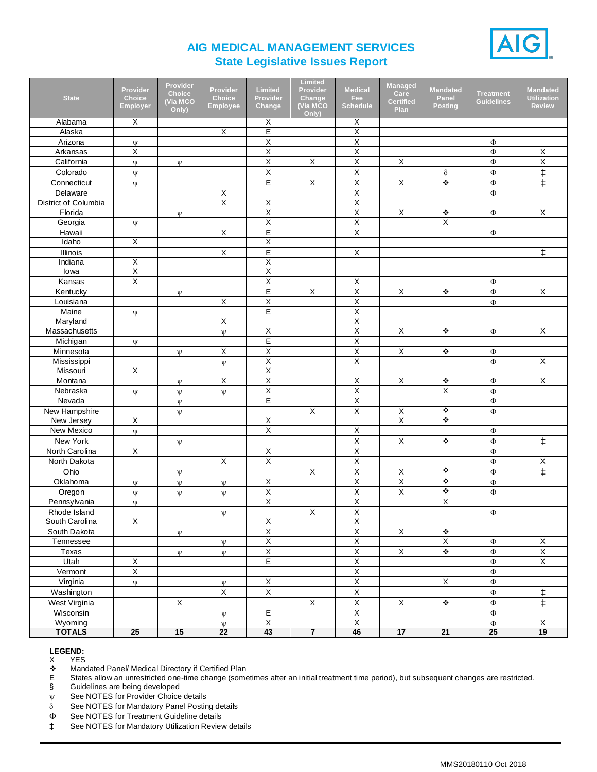# AIG MEDICAL MANAGEMENT SERVICES

## State Legislative Issues Report

| State | Provider Choice Employer | Provider Choice (Via MCO Only) | Provider Choice Employee | Limited Provider Change | Limited Provider Change (Via MCO Only) | Medical Fee Schedule | Managed Care Certified Plan | Mandated Panel Posting | Treatment Guidelines | Mandated Utilization Review |
|---|---|---|---|---|---|---|---|---|---|---|
| Alabama | X | | | X | | X | | | | |
| Alaska | | | X | E | | X | | | | |
| Arizona | ψ | | | X | | X | | | Φ | |
| Arkansas | X | | | X | | X | | | Φ | X |
| California | ψ | ψ | | X | X | X | X | | Φ | X |
| Colorado | ψ | | | X | | X | | δ | Φ | ‡ |
| Connecticut | ψ | | | E | X | X | X | ❖ | Φ | ‡ |
| Delaware | | | X | | | X | | | Φ | |
| District of Columbia | | | X | X | | X | | | | |
| Florida | | ψ | | X | | X | X | ❖ | Φ | X |
| Georgia | ψ | | | X | | X | | X | | |
| Hawaii | | | X | E | | X | | | Φ | |
| Idaho | X | | | X | | | | | | |
| Illinois | | | X | E | | X | | | | ‡ |
| Indiana | X | | | X | | | | | | |
| Iowa | X | | | X | | | | | | |
| Kansas | X | | | X | | X | | | Φ | |
| Kentucky | | ψ | | E | X | X | X | ❖ | Φ | X |
| Louisiana | | | X | X | | X | | | Φ | |
| Maine | ψ | | | E | | X | | | | |
| Maryland | | | X | | | X | | | | |
| Massachusetts | | | ψ | X | | X | X | ❖ | Φ | X |
| Michigan | ψ | | | E | | X | | | | |
| Minnesota | | ψ | X | X | | X | X | ❖ | Φ | |
| Mississippi | | | ψ | X | | X | | | Φ | X |
| Missouri | X | | | X | | | | | | |
| Montana | | ψ | X | X | | X | X | ❖ | Φ | X |
| Nebraska | ψ | ψ | ψ | X | | X | | X | Φ | |
| Nevada | | ψ | | E | | X | | | Φ | |
| New Hampshire | | ψ | | | X | X | X | ❖ | Φ | |
| New Jersey | X | | | X | | | X | ❖ | | |
| New Mexico | ψ | | | X | | X | | | Φ | |
| New York | | ψ | | | | X | X | ❖ | Φ | ‡ |
| North Carolina | X | | | X | | X | | | Φ | |
| North Dakota | | | X | X | | X | | | Φ | X |
| Ohio | | ψ | | | X | X | X | ❖ | Φ | ‡ |
| Oklahoma | ψ | ψ | ψ | X | | X | X | ❖ | Φ | |
| Oregon | ψ | ψ | ψ | X | | X | X | ❖ | Φ | |
| Pennsylvania | ψ | | | X | | X | | X | | |
| Rhode Island | | | ψ | | X | X | | | Φ | |
| South Carolina | X | | | X | | X | | | | |
| South Dakota | | ψ | | X | | X | X | ❖ | | |
| Tennessee | | | ψ | X | | X | | X | Φ | X |
| Texas | | ψ | ψ | X | | X | X | ❖ | Φ | X |
| Utah | X | | | E | | X | | | Φ | X |
| Vermont | X | | | | | X | | | Φ | |
| Virginia | ψ | | ψ | X | | X | | X | Φ | |
| Washington | | | X | X | | X | | | Φ | ‡ |
| West Virginia | | X | | | X | X | X | ❖ | Φ | ‡ |
| Wisconsin | | | ψ | E | | X | | | Φ | |
| Wyoming | | | ψ | X | | X | | | Φ | X |
| **TOTALS** | **25** | **15** | **22** | **43** | **7** | **46** | **17** | **21** | **25** | **19** |

**LEGEND:**

- X YES
- ❖ Mandated Panel/ Medical Directory if Certified Plan
- E States allow an unrestricted one-time change (sometimes after an initial treatment time period), but subsequent changes are restricted.
- § Guidelines are being developed
- ψ See NOTES for Provider Choice details
- δ See NOTES for Mandatory Panel Posting details
- Φ See NOTES for Treatment Guideline details
- ‡ See NOTES for Mandatory Utilization Review details

MMS20180110 Oct 2018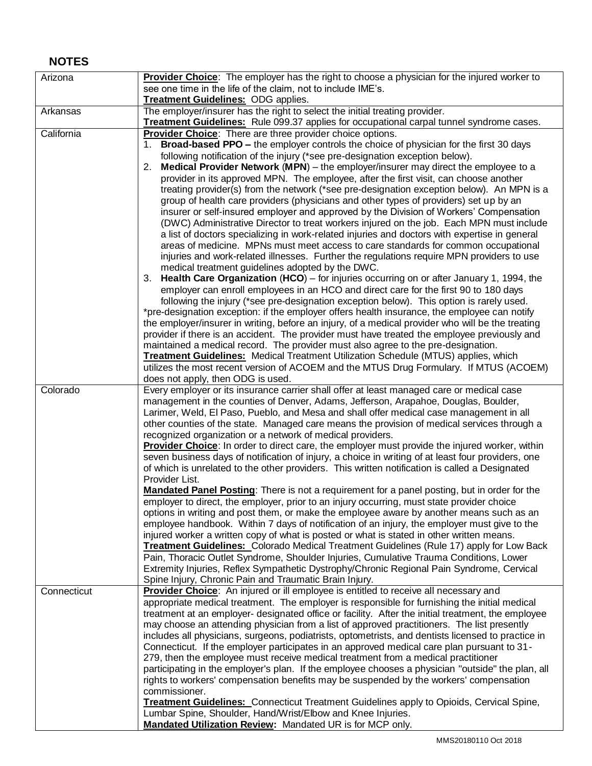## NOTES

| | |
|---|---|
| Arizona | **Provider Choice**: The employer has the right to choose a physician for the injured worker to see one time in the life of the claim, not to include IME's.<br>**Treatment Guidelines:** ODG applies. |
| Arkansas | The employer/insurer has the right to select the initial treating provider.<br>**Treatment Guidelines:** Rule 099.37 applies for occupational carpal tunnel syndrome cases. |
| California | **Provider Choice**: There are three provider choice options.<br>1. **Broad-based PPO –** the employer controls the choice of physician for the first 30 days following notification of the injury (*see pre-designation exception below).<br>2. **Medical Provider Network** (**MPN**) – the employer/insurer may direct the employee to a provider in its approved MPN. The employee, after the first visit, can choose another treating provider(s) from the network (*see pre-designation exception below). An MPN is a group of health care providers (physicians and other types of providers) set up by an insurer or self-insured employer and approved by the Division of Workers' Compensation (DWC) Administrative Director to treat workers injured on the job. Each MPN must include a list of doctors specializing in work-related injuries and doctors with expertise in general areas of medicine. MPNs must meet access to care standards for common occupational injuries and work-related illnesses. Further the regulations require MPN providers to use medical treatment guidelines adopted by the DWC.<br>3. **Health Care Organization** (**HCO**) – for injuries occurring on or after January 1, 1994, the employer can enroll employees in an HCO and direct care for the first 90 to 180 days following the injury (*see pre-designation exception below). This option is rarely used.<br>*pre-designation exception: if the employer offers health insurance, the employee can notify the employer/insurer in writing, before an injury, of a medical provider who will be the treating provider if there is an accident. The provider must have treated the employee previously and maintained a medical record. The provider must also agree to the pre-designation.<br>**Treatment Guidelines:** Medical Treatment Utilization Schedule (MTUS) applies, which utilizes the most recent version of ACOEM and the MTUS Drug Formulary. If MTUS (ACOEM) does not apply, then ODG is used. |
| Colorado | Every employer or its insurance carrier shall offer at least managed care or medical case management in the counties of Denver, Adams, Jefferson, Arapahoe, Douglas, Boulder, Larimer, Weld, El Paso, Pueblo, and Mesa and shall offer medical case management in all other counties of the state. Managed care means the provision of medical services through a recognized organization or a network of medical providers.<br>**Provider Choice**: In order to direct care, the employer must provide the injured worker, within seven business days of notification of injury, a choice in writing of at least four providers, one of which is unrelated to the other providers. This written notification is called a Designated Provider List.<br>**Mandated Panel Posting**: There is not a requirement for a panel posting, but in order for the employer to direct, the employer, prior to an injury occurring, must state provider choice options in writing and post them, or make the employee aware by another means such as an employee handbook. Within 7 days of notification of an injury, the employer must give to the injured worker a written copy of what is posted or what is stated in other written means.<br>**Treatment Guidelines:** Colorado Medical Treatment Guidelines (Rule 17) apply for Low Back Pain, Thoracic Outlet Syndrome, Shoulder Injuries, Cumulative Trauma Conditions, Lower Extremity Injuries, Reflex Sympathetic Dystrophy/Chronic Regional Pain Syndrome, Cervical Spine Injury, Chronic Pain and Traumatic Brain Injury. |
| Connecticut | **Provider Choice**: An injured or ill employee is entitled to receive all necessary and appropriate medical treatment. The employer is responsible for furnishing the initial medical treatment at an employer- designated office or facility. After the initial treatment, the employee may choose an attending physician from a list of approved practitioners. The list presently includes all physicians, surgeons, podiatrists, optometrists, and dentists licensed to practice in Connecticut. If the employer participates in an approved medical care plan pursuant to 31-279, then the employee must receive medical treatment from a medical practitioner participating in the employer's plan. If the employee chooses a physician "outside" the plan, all rights to workers' compensation benefits may be suspended by the workers' compensation commissioner.<br>**Treatment Guidelines:** Connecticut Treatment Guidelines apply to Opioids, Cervical Spine, Lumbar Spine, Shoulder, Hand/Wrist/Elbow and Knee Injuries.<br>**Mandated Utilization Review:** Mandated UR is for MCP only. |

MMS20180110 Oct 2018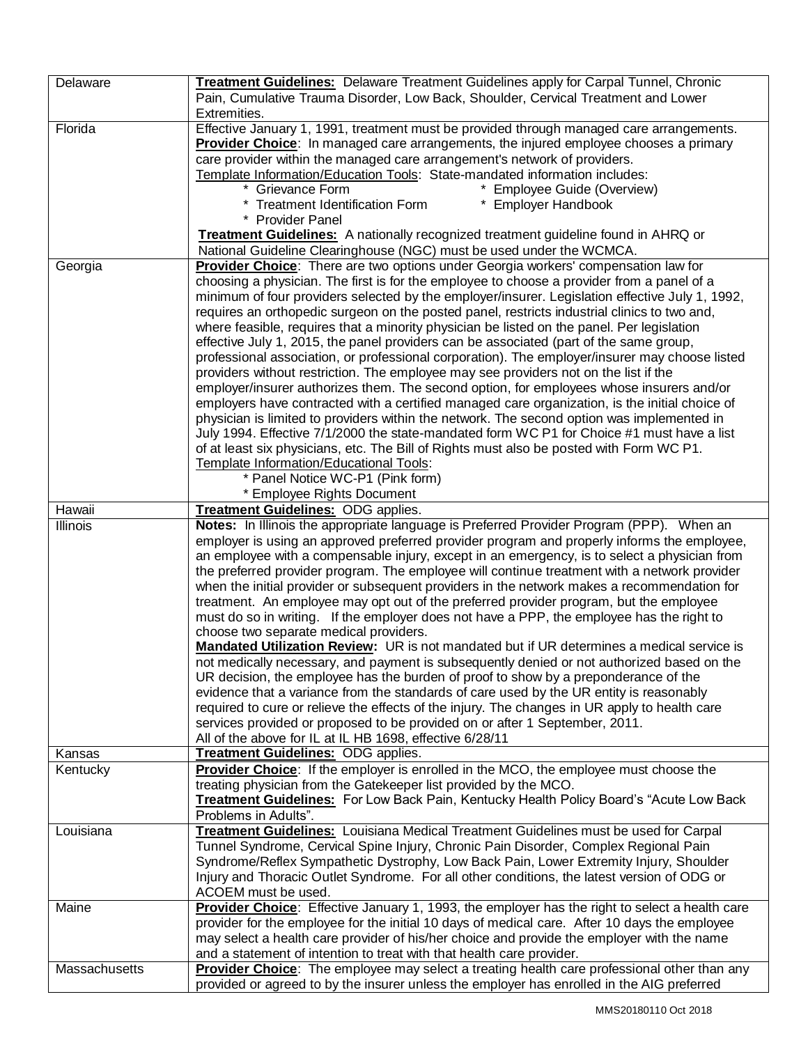| | |
|---|---|
| Delaware | **Treatment Guidelines:** Delaware Treatment Guidelines apply for Carpal Tunnel, Chronic Pain, Cumulative Trauma Disorder, Low Back, Shoulder, Cervical Treatment and Lower Extremities. |
| Florida | Effective January 1, 1991, treatment must be provided through managed care arrangements. **Provider Choice**: In managed care arrangements, the injured employee chooses a primary care provider within the managed care arrangement's network of providers. Template Information/Education Tools: State-mandated information includes: <br>* Grievance Form <br>* Employee Guide (Overview) <br>* Treatment Identification Form <br>* Employer Handbook <br>* Provider Panel <br>**Treatment Guidelines:** A nationally recognized treatment guideline found in AHRQ or National Guideline Clearinghouse (NGC) must be used under the WCMCA. |
| Georgia | **Provider Choice**: There are two options under Georgia workers' compensation law for choosing a physician. The first is for the employee to choose a provider from a panel of a minimum of four providers selected by the employer/insurer. Legislation effective July 1, 1992, requires an orthopedic surgeon on the posted panel, restricts industrial clinics to two and, where feasible, requires that a minority physician be listed on the panel. Per legislation effective July 1, 2015, the panel providers can be associated (part of the same group, professional association, or professional corporation). The employer/insurer may choose listed providers without restriction. The employee may see providers not on the list if the employer/insurer authorizes them. The second option, for employees whose insurers and/or employers have contracted with a certified managed care organization, is the initial choice of physician is limited to providers within the network. The second option was implemented in July 1994. Effective 7/1/2000 the state-mandated form WC P1 for Choice #1 must have a list of at least six physicians, etc. The Bill of Rights must also be posted with Form WC P1. <br>Template Information/Educational Tools: <br>* Panel Notice WC-P1 (Pink form) <br>* Employee Rights Document |
| Hawaii | **Treatment Guidelines:** ODG applies. |
| Illinois | **Notes:** In Illinois the appropriate language is Preferred Provider Program (PPP). When an employer is using an approved preferred provider program and properly informs the employee, an employee with a compensable injury, except in an emergency, is to select a physician from the preferred provider program. The employee will continue treatment with a network provider when the initial provider or subsequent providers in the network makes a recommendation for treatment. An employee may opt out of the preferred provider program, but the employee must do so in writing. If the employer does not have a PPP, the employee has the right to choose two separate medical providers. <br>**Mandated Utilization Review:** UR is not mandated but if UR determines a medical service is not medically necessary, and payment is subsequently denied or not authorized based on the UR decision, the employee has the burden of proof to show by a preponderance of the evidence that a variance from the standards of care used by the UR entity is reasonably required to cure or relieve the effects of the injury. The changes in UR apply to health care services provided or proposed to be provided on or after 1 September, 2011. <br>All of the above for IL at IL HB 1698, effective 6/28/11 |
| Kansas | **Treatment Guidelines:** ODG applies. |
| Kentucky | **Provider Choice**: If the employer is enrolled in the MCO, the employee must choose the treating physician from the Gatekeeper list provided by the MCO. <br>**Treatment Guidelines:** For Low Back Pain, Kentucky Health Policy Board's "Acute Low Back Problems in Adults". |
| Louisiana | **Treatment Guidelines:** Louisiana Medical Treatment Guidelines must be used for Carpal Tunnel Syndrome, Cervical Spine Injury, Chronic Pain Disorder, Complex Regional Pain Syndrome/Reflex Sympathetic Dystrophy, Low Back Pain, Lower Extremity Injury, Shoulder Injury and Thoracic Outlet Syndrome. For all other conditions, the latest version of ODG or ACOEM must be used. |
| Maine | **Provider Choice**: Effective January 1, 1993, the employer has the right to select a health care provider for the employee for the initial 10 days of medical care. After 10 days the employee may select a health care provider of his/her choice and provide the employer with the name and a statement of intention to treat with that health care provider. |
| Massachusetts | **Provider Choice**: The employee may select a treating health care professional other than any provided or agreed to by the insurer unless the employer has enrolled in the AIG preferred |

MMS20180110 Oct 2018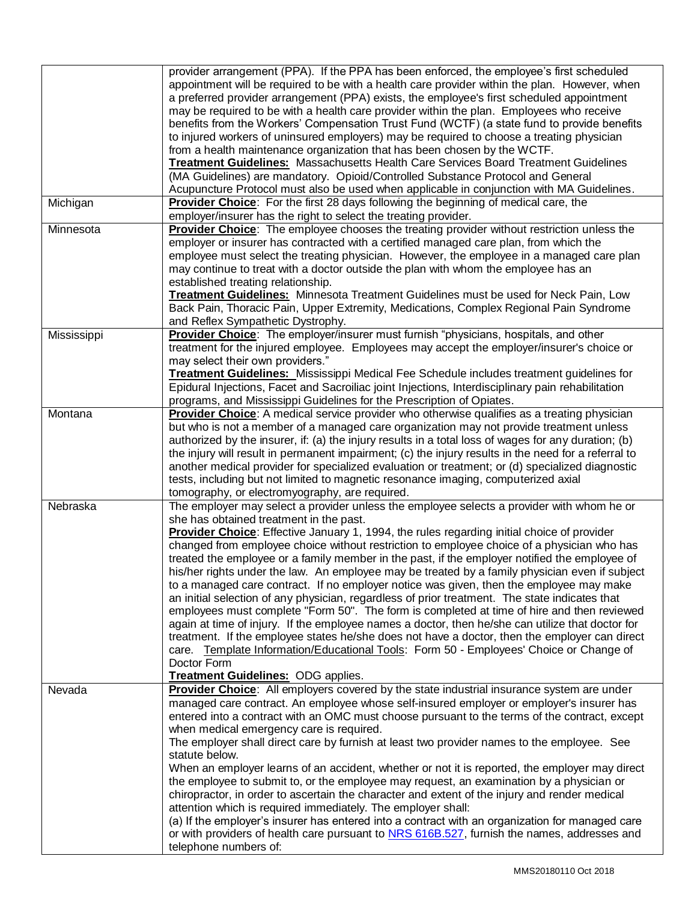| | |
|---|---|
| | provider arrangement (PPA). If the PPA has been enforced, the employee's first scheduled appointment will be required to be with a health care provider within the plan. However, when a preferred provider arrangement (PPA) exists, the employee's first scheduled appointment may be required to be with a health care provider within the plan. Employees who receive benefits from the Workers' Compensation Trust Fund (WCTF) (a state fund to provide benefits to injured workers of uninsured employers) may be required to choose a treating physician from a health maintenance organization that has been chosen by the WCTF.<br>**Treatment Guidelines:** Massachusetts Health Care Services Board Treatment Guidelines (MA Guidelines) are mandatory. Opioid/Controlled Substance Protocol and General Acupuncture Protocol must also be used when applicable in conjunction with MA Guidelines. |
| Michigan | **Provider Choice**: For the first 28 days following the beginning of medical care, the employer/insurer has the right to select the treating provider. |
| Minnesota | **Provider Choice**: The employee chooses the treating provider without restriction unless the employer or insurer has contracted with a certified managed care plan, from which the employee must select the treating physician. However, the employee in a managed care plan may continue to treat with a doctor outside the plan with whom the employee has an established treating relationship.<br>**Treatment Guidelines:** Minnesota Treatment Guidelines must be used for Neck Pain, Low Back Pain, Thoracic Pain, Upper Extremity, Medications, Complex Regional Pain Syndrome and Reflex Sympathetic Dystrophy. |
| Mississippi | **Provider Choice**: The employer/insurer must furnish "physicians, hospitals, and other treatment for the injured employee. Employees may accept the employer/insurer's choice or may select their own providers."<br>**Treatment Guidelines:** Mississippi Medical Fee Schedule includes treatment guidelines for Epidural Injections, Facet and Sacroiliac joint Injections, Interdisciplinary pain rehabilitation programs, and Mississippi Guidelines for the Prescription of Opiates. |
| Montana | **Provider Choice**: A medical service provider who otherwise qualifies as a treating physician but who is not a member of a managed care organization may not provide treatment unless authorized by the insurer, if: (a) the injury results in a total loss of wages for any duration; (b) the injury will result in permanent impairment; (c) the injury results in the need for a referral to another medical provider for specialized evaluation or treatment; or (d) specialized diagnostic tests, including but not limited to magnetic resonance imaging, computerized axial tomography, or electromyography, are required. |
| Nebraska | The employer may select a provider unless the employee selects a provider with whom he or she has obtained treatment in the past.<br>**Provider Choice**: Effective January 1, 1994, the rules regarding initial choice of provider changed from employee choice without restriction to employee choice of a physician who has treated the employee or a family member in the past, if the employer notified the employee of his/her rights under the law. An employee may be treated by a family physician even if subject to a managed care contract. If no employer notice was given, then the employee may make an initial selection of any physician, regardless of prior treatment. The state indicates that employees must complete "Form 50". The form is completed at time of hire and then reviewed again at time of injury. If the employee names a doctor, then he/she can utilize that doctor for treatment. If the employee states he/she does not have a doctor, then the employer can direct care. Template Information/Educational Tools: Form 50 - Employees' Choice or Change of Doctor Form<br>**Treatment Guidelines:** ODG applies. |
| Nevada | **Provider Choice**: All employers covered by the state industrial insurance system are under managed care contract. An employee whose self-insured employer or employer's insurer has entered into a contract with an OMC must choose pursuant to the terms of the contract, except when medical emergency care is required.<br>The employer shall direct care by furnish at least two provider names to the employee. See statute below.<br>When an employer learns of an accident, whether or not it is reported, the employer may direct the employee to submit to, or the employee may request, an examination by a physician or chiropractor, in order to ascertain the character and extent of the injury and render medical attention which is required immediately. The employer shall:<br>(a) If the employer's insurer has entered into a contract with an organization for managed care or with providers of health care pursuant to NRS 616B.527, furnish the names, addresses and telephone numbers of: |

MMS20180110 Oct 2018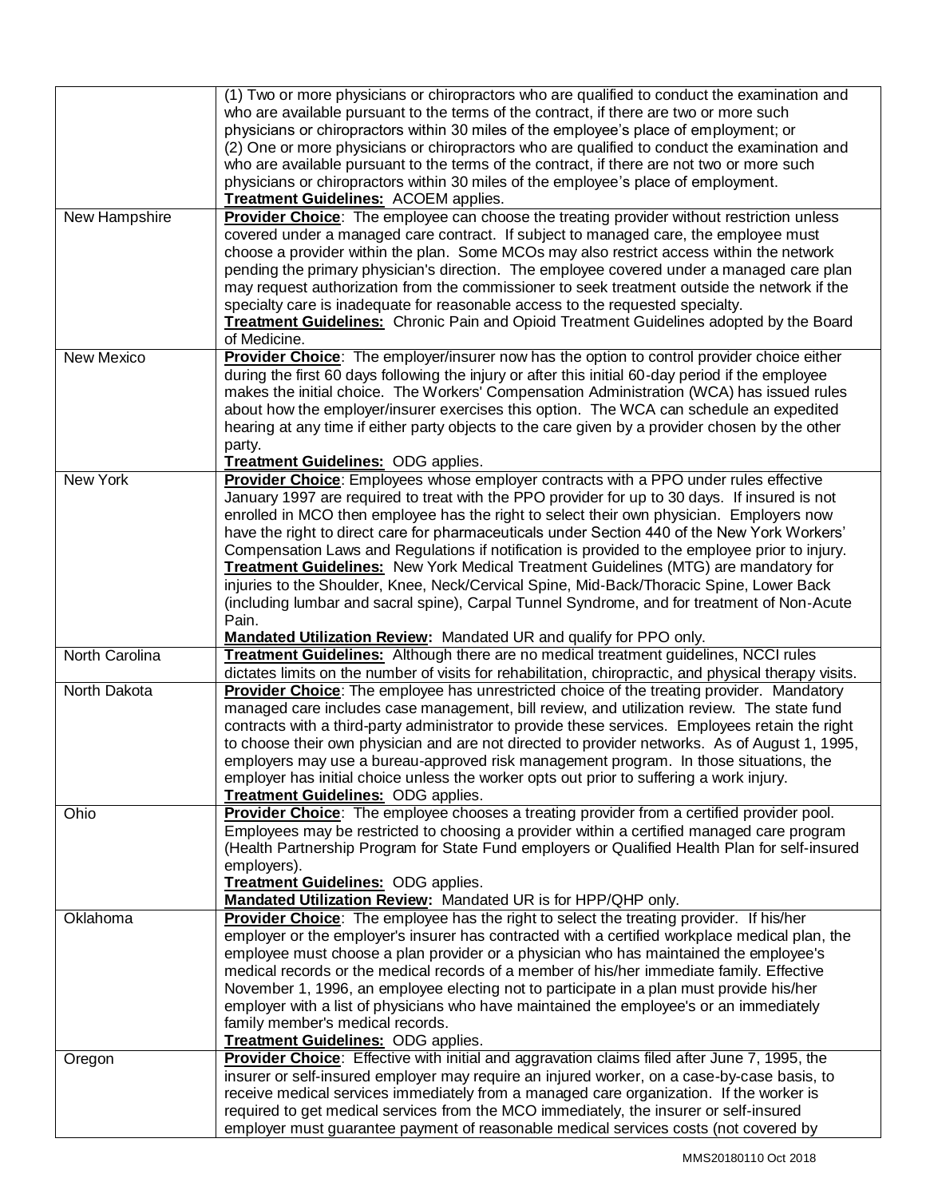| | |
|---|---|
| | (1) Two or more physicians or chiropractors who are qualified to conduct the examination and who are available pursuant to the terms of the contract, if there are two or more such physicians or chiropractors within 30 miles of the employee's place of employment; or<br>(2) One or more physicians or chiropractors who are qualified to conduct the examination and who are available pursuant to the terms of the contract, if there are not two or more such physicians or chiropractors within 30 miles of the employee's place of employment.<br>**Treatment Guidelines:** ACOEM applies. |
| New Hampshire | **Provider Choice**: The employee can choose the treating provider without restriction unless covered under a managed care contract. If subject to managed care, the employee must choose a provider within the plan. Some MCOs may also restrict access within the network pending the primary physician's direction. The employee covered under a managed care plan may request authorization from the commissioner to seek treatment outside the network if the specialty care is inadequate for reasonable access to the requested specialty.<br>**Treatment Guidelines:** Chronic Pain and Opioid Treatment Guidelines adopted by the Board of Medicine. |
| New Mexico | **Provider Choice**: The employer/insurer now has the option to control provider choice either during the first 60 days following the injury or after this initial 60-day period if the employee makes the initial choice. The Workers' Compensation Administration (WCA) has issued rules about how the employer/insurer exercises this option. The WCA can schedule an expedited hearing at any time if either party objects to the care given by a provider chosen by the other party.<br>**Treatment Guidelines:** ODG applies. |
| New York | **Provider Choice**: Employees whose employer contracts with a PPO under rules effective January 1997 are required to treat with the PPO provider for up to 30 days. If insured is not enrolled in MCO then employee has the right to select their own physician. Employers now have the right to direct care for pharmaceuticals under Section 440 of the New York Workers' Compensation Laws and Regulations if notification is provided to the employee prior to injury.<br>**Treatment Guidelines:** New York Medical Treatment Guidelines (MTG) are mandatory for injuries to the Shoulder, Knee, Neck/Cervical Spine, Mid-Back/Thoracic Spine, Lower Back (including lumbar and sacral spine), Carpal Tunnel Syndrome, and for treatment of Non-Acute Pain.<br>**Mandated Utilization Review:** Mandated UR and qualify for PPO only. |
| North Carolina | **Treatment Guidelines:** Although there are no medical treatment guidelines, NCCI rules dictates limits on the number of visits for rehabilitation, chiropractic, and physical therapy visits. |
| North Dakota | **Provider Choice**: The employee has unrestricted choice of the treating provider. Mandatory managed care includes case management, bill review, and utilization review. The state fund contracts with a third-party administrator to provide these services. Employees retain the right to choose their own physician and are not directed to provider networks. As of August 1, 1995, employers may use a bureau-approved risk management program. In those situations, the employer has initial choice unless the worker opts out prior to suffering a work injury.<br>**Treatment Guidelines:** ODG applies. |
| Ohio | **Provider Choice**: The employee chooses a treating provider from a certified provider pool. Employees may be restricted to choosing a provider within a certified managed care program (Health Partnership Program for State Fund employers or Qualified Health Plan for self-insured employers).<br>**Treatment Guidelines:** ODG applies.<br>**Mandated Utilization Review:** Mandated UR is for HPP/QHP only. |
| Oklahoma | **Provider Choice**: The employee has the right to select the treating provider. If his/her employer or the employer's insurer has contracted with a certified workplace medical plan, the employee must choose a plan provider or a physician who has maintained the employee's medical records or the medical records of a member of his/her immediate family. Effective November 1, 1996, an employee electing not to participate in a plan must provide his/her employer with a list of physicians who have maintained the employee's or an immediately family member's medical records.<br>**Treatment Guidelines:** ODG applies. |
| Oregon | **Provider Choice**: Effective with initial and aggravation claims filed after June 7, 1995, the insurer or self-insured employer may require an injured worker, on a case-by-case basis, to receive medical services immediately from a managed care organization. If the worker is required to get medical services from the MCO immediately, the insurer or self-insured employer must guarantee payment of reasonable medical services costs (not covered by |

MMS20180110 Oct 2018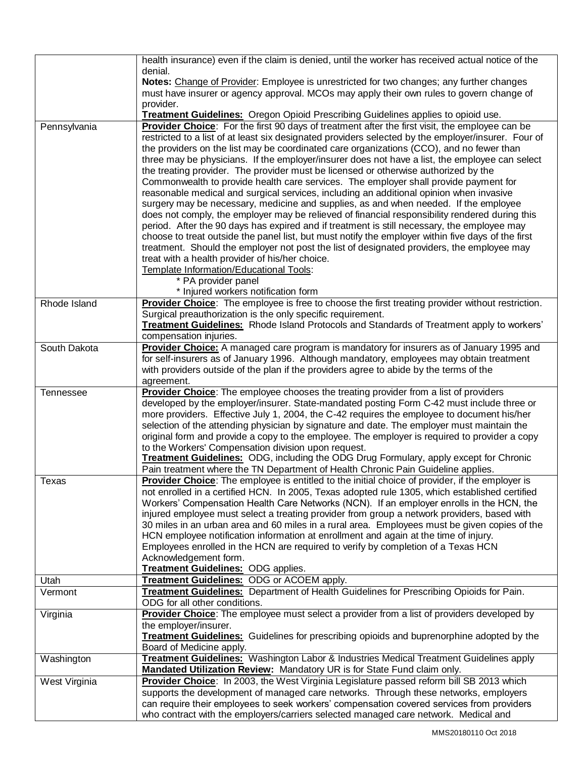| | |
|---|---|
| | health insurance) even if the claim is denied, until the worker has received actual notice of the denial.<br>**Notes:** Change of Provider: Employee is unrestricted for two changes; any further changes must have insurer or agency approval. MCOs may apply their own rules to govern change of provider.<br>**Treatment Guidelines:** Oregon Opioid Prescribing Guidelines applies to opioid use. |
| Pennsylvania | **Provider Choice**: For the first 90 days of treatment after the first visit, the employee can be restricted to a list of at least six designated providers selected by the employer/insurer. Four of the providers on the list may be coordinated care organizations (CCO), and no fewer than three may be physicians. If the employer/insurer does not have a list, the employee can select the treating provider. The provider must be licensed or otherwise authorized by the Commonwealth to provide health care services. The employer shall provide payment for reasonable medical and surgical services, including an additional opinion when invasive surgery may be necessary, medicine and supplies, as and when needed. If the employee does not comply, the employer may be relieved of financial responsibility rendered during this period. After the 90 days has expired and if treatment is still necessary, the employee may choose to treat outside the panel list, but must notify the employer within five days of the first treatment. Should the employer not post the list of designated providers, the employee may treat with a health provider of his/her choice.<br>Template Information/Educational Tools:<br>* PA provider panel<br>* Injured workers notification form |
| Rhode Island | **Provider Choice**: The employee is free to choose the first treating provider without restriction. Surgical preauthorization is the only specific requirement.<br>**Treatment Guidelines:** Rhode Island Protocols and Standards of Treatment apply to workers' compensation injuries. |
| South Dakota | **Provider Choice:** A managed care program is mandatory for insurers as of January 1995 and for self-insurers as of January 1996. Although mandatory, employees may obtain treatment with providers outside of the plan if the providers agree to abide by the terms of the agreement. |
| Tennessee | **Provider Choice**: The employee chooses the treating provider from a list of providers developed by the employer/insurer. State-mandated posting Form C-42 must include three or more providers. Effective July 1, 2004, the C-42 requires the employee to document his/her selection of the attending physician by signature and date. The employer must maintain the original form and provide a copy to the employee. The employer is required to provider a copy to the Workers' Compensation division upon request.<br>**Treatment Guidelines:** ODG, including the ODG Drug Formulary, apply except for Chronic Pain treatment where the TN Department of Health Chronic Pain Guideline applies. |
| Texas | **Provider Choice**: The employee is entitled to the initial choice of provider, if the employer is not enrolled in a certified HCN. In 2005, Texas adopted rule 1305, which established certified Workers' Compensation Health Care Networks (NCN). If an employer enrolls in the HCN, the injured employee must select a treating provider from group a network providers, based with 30 miles in an urban area and 60 miles in a rural area. Employees must be given copies of the HCN employee notification information at enrollment and again at the time of injury. Employees enrolled in the HCN are required to verify by completion of a Texas HCN Acknowledgement form.<br>**Treatment Guidelines:** ODG applies. |
| Utah | **Treatment Guidelines:** ODG or ACOEM apply. |
| Vermont | **Treatment Guidelines:** Department of Health Guidelines for Prescribing Opioids for Pain. ODG for all other conditions. |
| Virginia | **Provider Choice**: The employee must select a provider from a list of providers developed by the employer/insurer.<br>**Treatment Guidelines:** Guidelines for prescribing opioids and buprenorphine adopted by the Board of Medicine apply. |
| Washington | **Treatment Guidelines:** Washington Labor & Industries Medical Treatment Guidelines apply<br>**Mandated Utilization Review:** Mandatory UR is for State Fund claim only. |
| West Virginia | **Provider Choice**: In 2003, the West Virginia Legislature passed reform bill SB 2013 which supports the development of managed care networks. Through these networks, employers can require their employees to seek workers' compensation covered services from providers who contract with the employers/carriers selected managed care network. Medical and |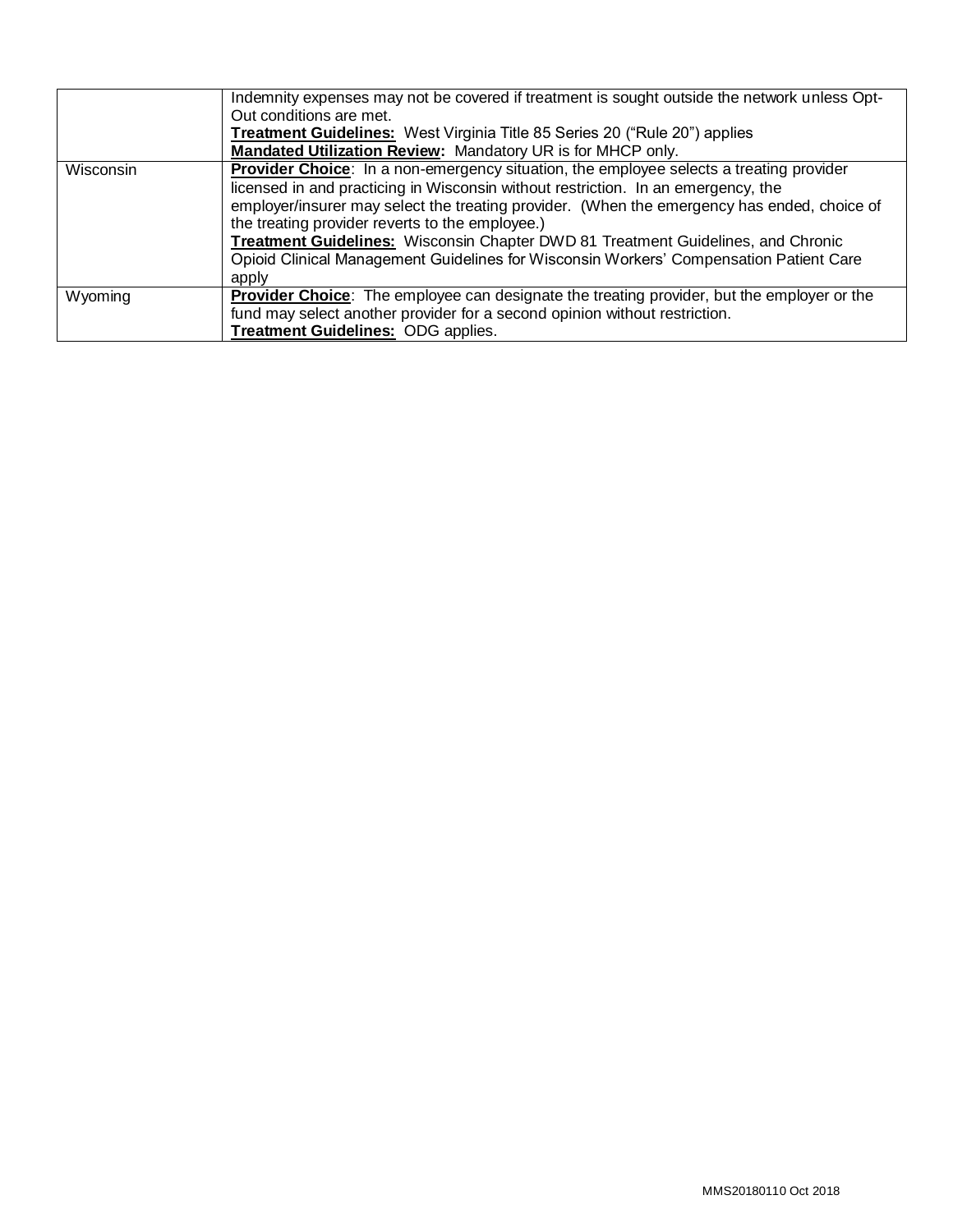| | |
|---|---|
| | Indemnity expenses may not be covered if treatment is sought outside the network unless Opt-Out conditions are met.<br>**Treatment Guidelines:** West Virginia Title 85 Series 20 ("Rule 20") applies<br>**Mandated Utilization Review:** Mandatory UR is for MHCP only. |
| Wisconsin | **Provider Choice**: In a non-emergency situation, the employee selects a treating provider licensed in and practicing in Wisconsin without restriction. In an emergency, the employer/insurer may select the treating provider. (When the emergency has ended, choice of the treating provider reverts to the employee.)<br>**Treatment Guidelines:** Wisconsin Chapter DWD 81 Treatment Guidelines, and Chronic Opioid Clinical Management Guidelines for Wisconsin Workers' Compensation Patient Care apply |
| Wyoming | **Provider Choice**: The employee can designate the treating provider, but the employer or the fund may select another provider for a second opinion without restriction.<br>**Treatment Guidelines:** ODG applies. |

MMS20180110 Oct 2018